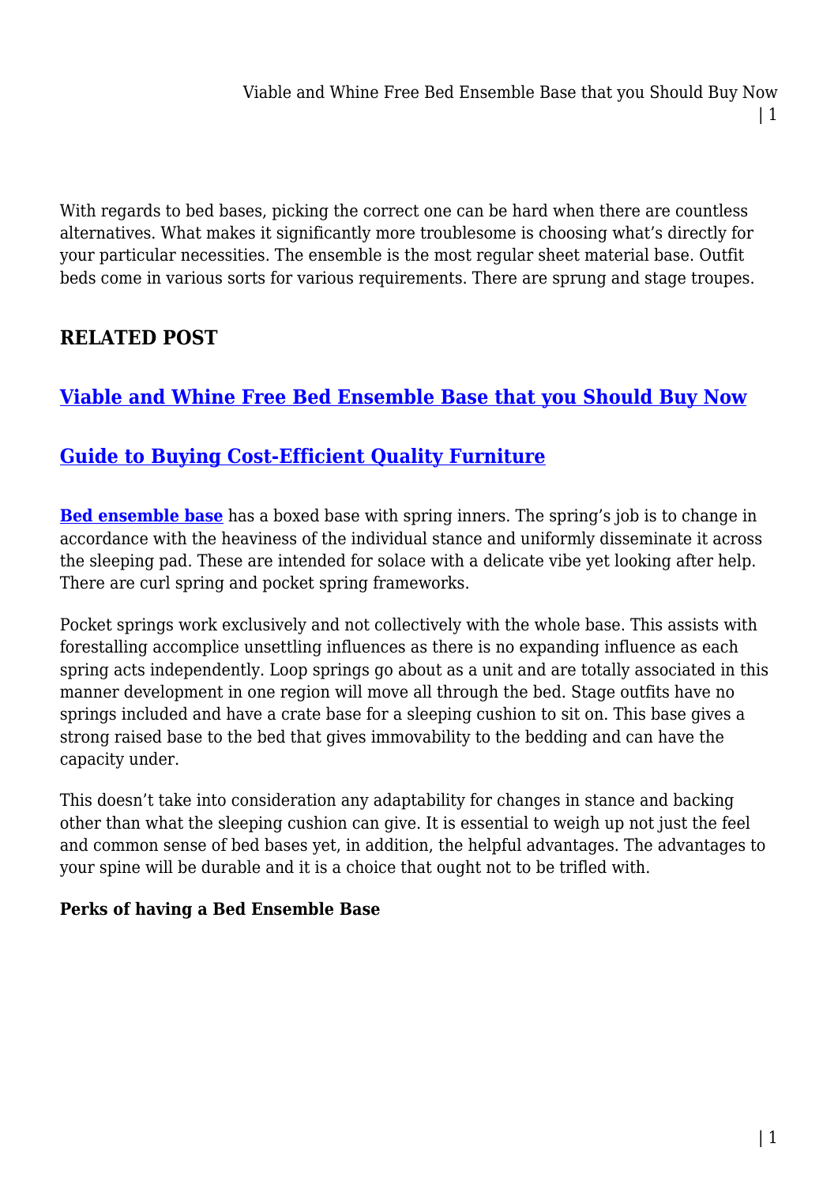With regards to bed bases, picking the correct one can be hard when there are countless alternatives. What makes it significantly more troublesome is choosing what's directly for your particular necessities. The ensemble is the most regular sheet material base. Outfit beds come in various sorts for various requirements. There are sprung and stage troupes.

## RELATED POST

## Viable and Whine Free Bed Ensemble Base that you Should Buy Now

## Guide to Buying Cost-Efficient Quality Furniture

**Bed ensemble base** has a boxed base with spring inners. The spring's job is to change in accordance with the heaviness of the individual stance and uniformly disseminate it across the sleeping pad. These are intended for solace with a delicate vibe yet looking after help. There are curl spring and pocket spring frameworks.

Pocket springs work exclusively and not collectively with the whole base. This assists with forestalling accomplice unsettling influences as there is no expanding influence as each spring acts independently. Loop springs go about as a unit and are totally associated in this manner development in one region will move all through the bed. Stage outfits have no springs included and have a crate base for a sleeping cushion to sit on. This base gives a strong raised base to the bed that gives immovability to the bedding and can have the capacity under.

This doesn't take into consideration any adaptability for changes in stance and backing other than what the sleeping cushion can give. It is essential to weigh up not just the feel and common sense of bed bases yet, in addition, the helpful advantages. The advantages to your spine will be durable and it is a choice that ought not to be trifled with.

**Perks of having a Bed Ensemble Base**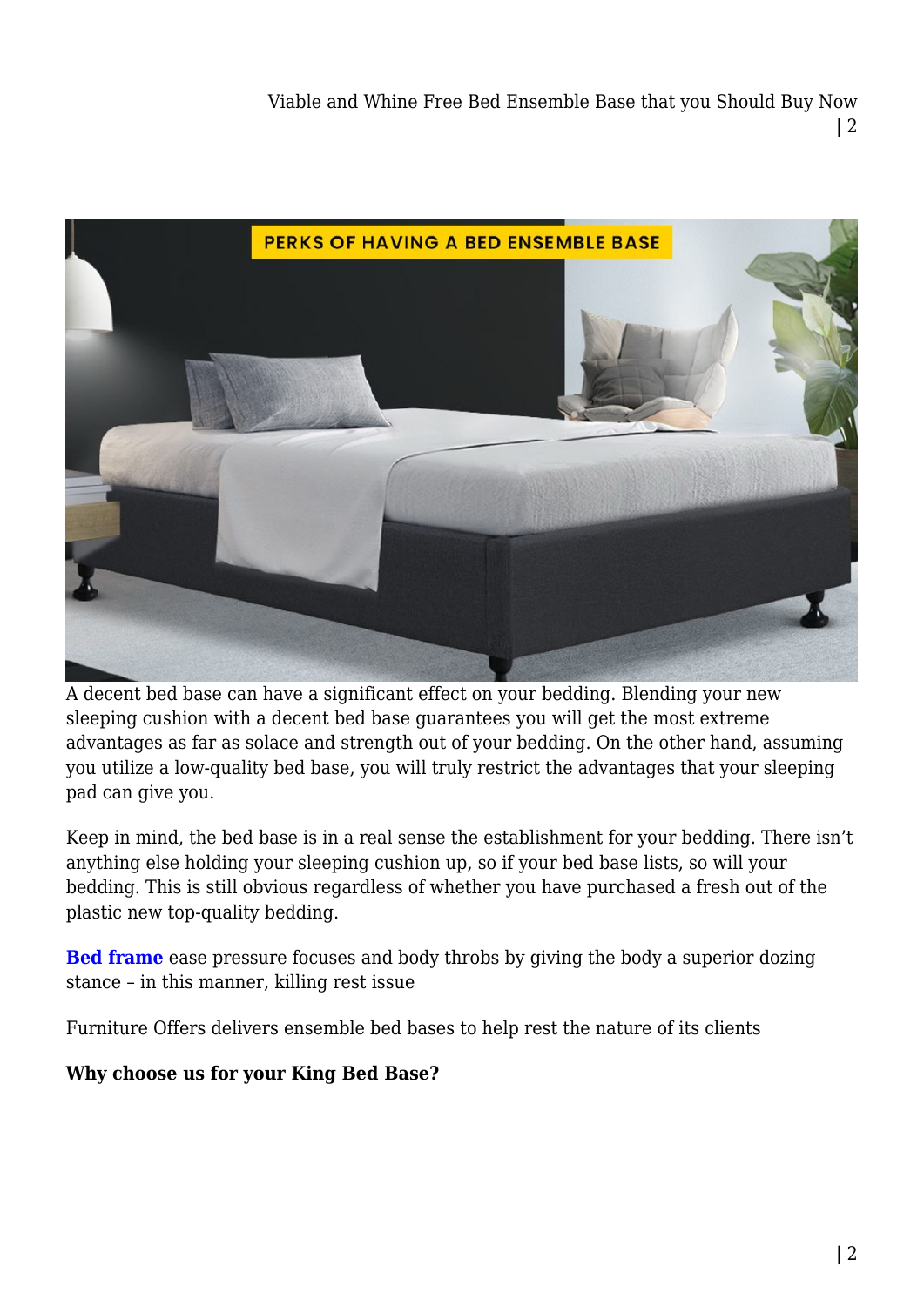A decent bed base can have a significant effect on your bedding. Blending your new sleeping cushion with a decent bed base guarantees you will get the most extreme advantages as far as solace and strength out of your bedding. On the other hand, assuming you utilize a low-quality bed base, you will truly restrict the advantages that your sleeping pad can give you.

Keep in mind, the bed base is in a real sense the establishment for your bedding. There isn't anything else holding your sleeping cushion up, so if your bed base lists, so will your bedding. This is still obvious regardless of whether you have purchased a fresh out of the plastic new top-quality bedding.

**Bed frame** ease pressure focuses and body throbs by giving the body a superior dozing stance – in this manner, killing rest issue

Furniture Offers delivers ensemble bed bases to help rest the nature of its clients

**Why choose us for your King Bed Base?**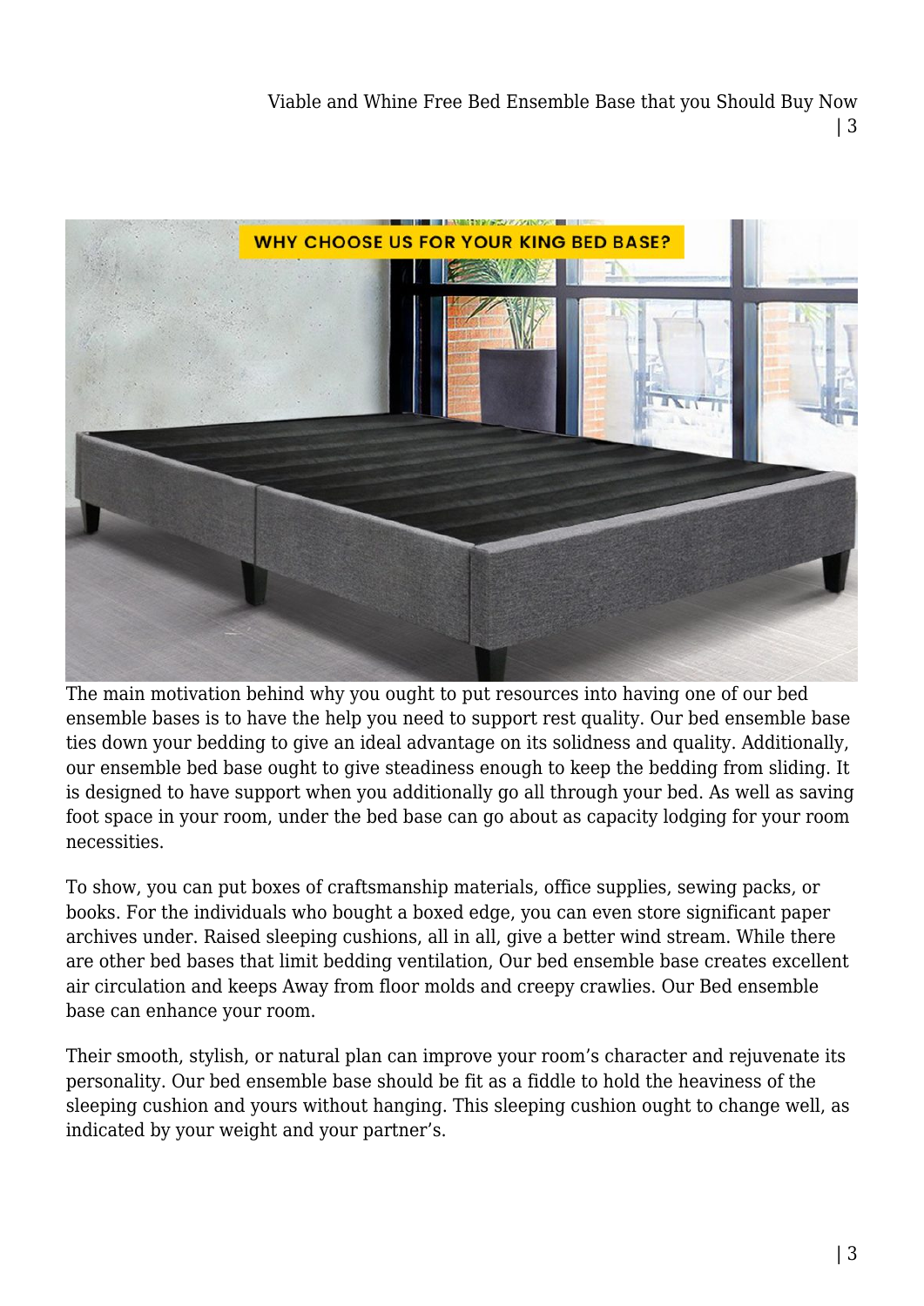The main motivation behind why you ought to put resources into having one of our bed ensemble bases is to have the help you need to support rest quality. Our bed ensemble base ties down your bedding to give an ideal advantage on its solidness and quality. Additionally, our ensemble bed base ought to give steadiness enough to keep the bedding from sliding. It is designed to have support when you additionally go all through your bed. As well as saving foot space in your room, under the bed base can go about as capacity lodging for your room necessities.

To show, you can put boxes of craftsmanship materials, office supplies, sewing packs, or books. For the individuals who bought a boxed edge, you can even store significant paper archives under. Raised sleeping cushions, all in all, give a better wind stream. While there are other bed bases that limit bedding ventilation, Our bed ensemble base creates excellent air circulation and keeps Away from floor molds and creepy crawlies. Our Bed ensemble base can enhance your room.

Their smooth, stylish, or natural plan can improve your room's character and rejuvenate its personality. Our bed ensemble base should be fit as a fiddle to hold the heaviness of the sleeping cushion and yours without hanging. This sleeping cushion ought to change well, as indicated by your weight and your partner's.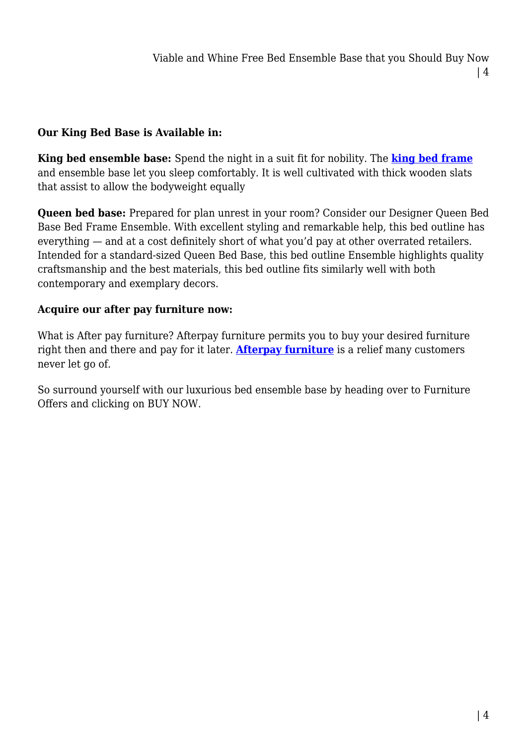**Our King Bed Base is Available in:**

**King bed ensemble base:** Spend the night in a suit fit for nobility. The **king bed frame** and ensemble base let you sleep comfortably. It is well cultivated with thick wooden slats that assist to allow the bodyweight equally

**Queen bed base:** Prepared for plan unrest in your room? Consider our Designer Queen Bed Base Bed Frame Ensemble. With excellent styling and remarkable help, this bed outline has everything — and at a cost definitely short of what you'd pay at other overrated retailers. Intended for a standard-sized Queen Bed Base, this bed outline Ensemble highlights quality craftsmanship and the best materials, this bed outline fits similarly well with both contemporary and exemplary decors.

**Acquire our after pay furniture now:**

What is After pay furniture? Afterpay furniture permits you to buy your desired furniture right then and there and pay for it later. **Afterpay furniture** is a relief many customers never let go of.

So surround yourself with our luxurious bed ensemble base by heading over to Furniture Offers and clicking on BUY NOW.